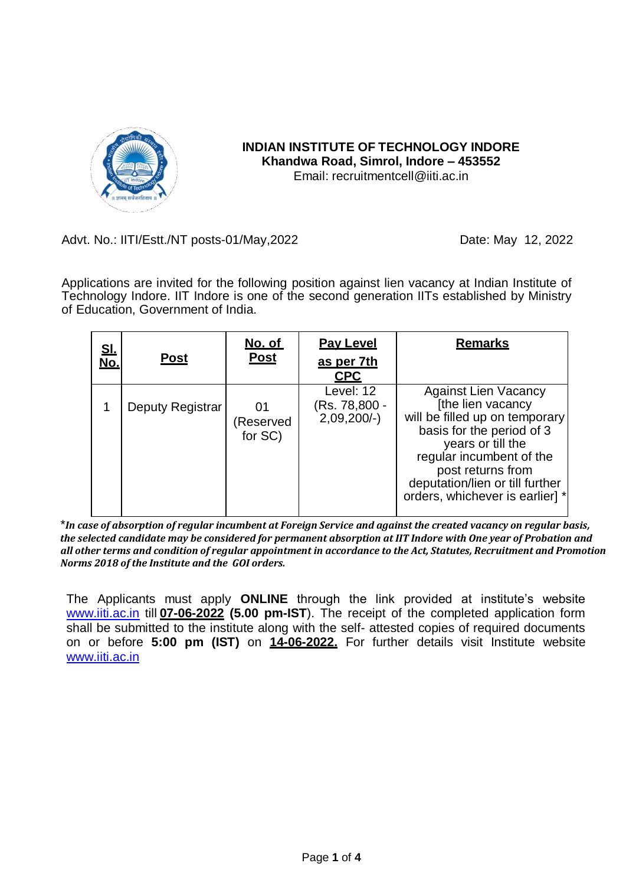**INDIAN INSTITUTE OF TECHNOLOGY INDORE**
**Khandwa Road, Simrol, Indore – 453552**
Email: recruitmentcell@iiti.ac.in

Advt. No.: IITI/Estt./NT posts-01/May,2022 Date: May 12, 2022

Applications are invited for the following position against lien vacancy at Indian Institute of Technology Indore. IIT Indore is one of the second generation IITs established by Ministry of Education, Government of India.

| Sl. No. | Post | No. of Post | Pay Level as per 7th CPC | Remarks |
|---|---|---|---|---|
| 1 | Deputy Registrar | 01 (Reserved for SC) | Level: 12 (Rs. 78,800 - 2,09,200/-) | Against Lien Vacancy [the lien vacancy will be filled up on temporary basis for the period of 3 years or till the regular incumbent of the post returns from deputation/lien or till further orders, whichever is earlier] * |

*_**In case of absorption of regular incumbent at Foreign Service and against the created vacancy on regular basis, the selected candidate may be considered for permanent absorption at IIT Indore with One year of Probation and all other terms and condition of regular appointment in accordance to the Act, Statutes, Recruitment and Promotion Norms 2018 of the Institute and the GOI orders.**_

The Applicants must apply **ONLINE** through the link provided at institute's website www.iiti.ac.in till **07-06-2022** **(5.00 pm-IST**). The receipt of the completed application form shall be submitted to the institute along with the self- attested copies of required documents on or before **5:00 pm (IST)** on **14-06-2022.** For further details visit Institute website www.iiti.ac.in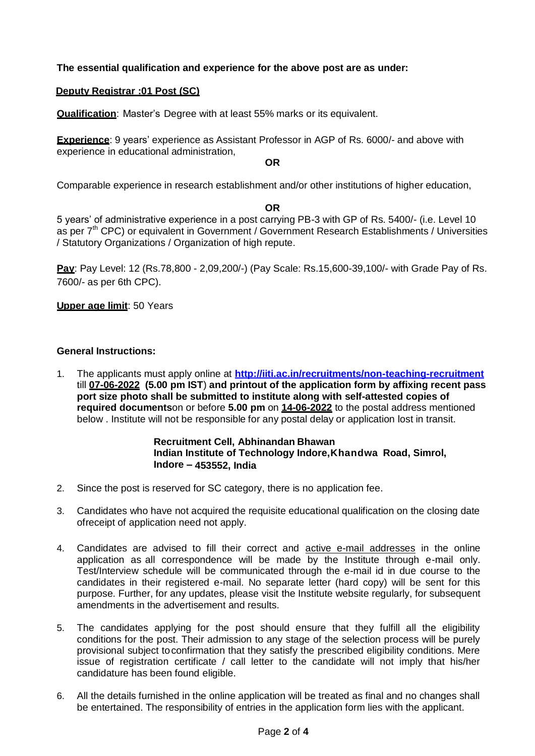**The essential qualification and experience for the above post are as under:**

**Deputy Registrar :01 Post (SC)**

**Qualification**: Master's Degree with at least 55% marks or its equivalent.

**Experience**: 9 years' experience as Assistant Professor in AGP of Rs. 6000/- and above with experience in educational administration,

**OR**

Comparable experience in research establishment and/or other institutions of higher education,

**OR**

5 years' of administrative experience in a post carrying PB-3 with GP of Rs. 5400/- (i.e. Level 10 as per 7th CPC) or equivalent in Government / Government Research Establishments / Universities / Statutory Organizations / Organization of high repute.

**Pay**: Pay Level: 12 (Rs.78,800 - 2,09,200/-) (Pay Scale: Rs.15,600-39,100/- with Grade Pay of Rs. 7600/- as per 6th CPC).

**Upper age limit**: 50 Years

**General Instructions:**

1. The applicants must apply online at **http://iiti.ac.in/recruitments/non-teaching-recruitment** till **07-06-2022** **(5.00 pm IST)** **and printout of the application form by affixing recent pass port size photo shall be submitted to institute along with self-attested copies of required documents**on or before **5.00 pm** on **14-06-2022** to the postal address mentioned below . Institute will not be responsible for any postal delay or application lost in transit.

   **Recruitment Cell, Abhinandan Bhawan**
   **Indian Institute of Technology Indore,Khandwa Road, Simrol,**
   **Indore – 453552, India**

2. Since the post is reserved for SC category, there is no application fee.

3. Candidates who have not acquired the requisite educational qualification on the closing date ofreceipt of application need not apply.

4. Candidates are advised to fill their correct and active e-mail addresses in the online application as all correspondence will be made by the Institute through e-mail only. Test/Interview schedule will be communicated through the e-mail id in due course to the candidates in their registered e-mail. No separate letter (hard copy) will be sent for this purpose. Further, for any updates, please visit the Institute website regularly, for subsequent amendments in the advertisement and results.

5. The candidates applying for the post should ensure that they fulfill all the eligibility conditions for the post. Their admission to any stage of the selection process will be purely provisional subject toconfirmation that they satisfy the prescribed eligibility conditions. Mere issue of registration certificate / call letter to the candidate will not imply that his/her candidature has been found eligible.

6. All the details furnished in the online application will be treated as final and no changes shall be entertained. The responsibility of entries in the application form lies with the applicant.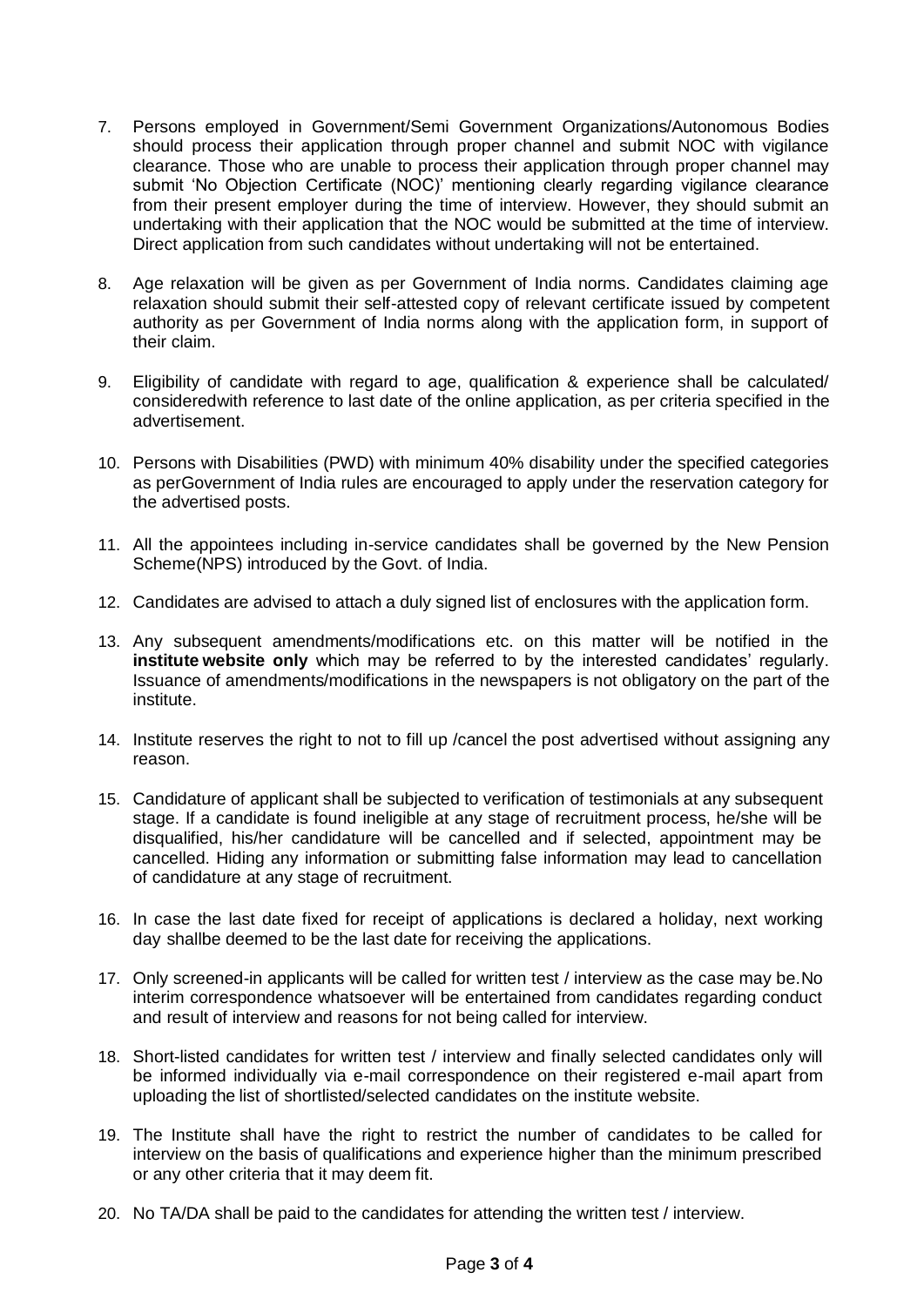7. Persons employed in Government/Semi Government Organizations/Autonomous Bodies should process their application through proper channel and submit NOC with vigilance clearance. Those who are unable to process their application through proper channel may submit 'No Objection Certificate (NOC)' mentioning clearly regarding vigilance clearance from their present employer during the time of interview. However, they should submit an undertaking with their application that the NOC would be submitted at the time of interview. Direct application from such candidates without undertaking will not be entertained.

8. Age relaxation will be given as per Government of India norms. Candidates claiming age relaxation should submit their self-attested copy of relevant certificate issued by competent authority as per Government of India norms along with the application form, in support of their claim.

9. Eligibility of candidate with regard to age, qualification & experience shall be calculated/ consideredwith reference to last date of the online application, as per criteria specified in the advertisement.

10. Persons with Disabilities (PWD) with minimum 40% disability under the specified categories as perGovernment of India rules are encouraged to apply under the reservation category for the advertised posts.

11. All the appointees including in-service candidates shall be governed by the New Pension Scheme(NPS) introduced by the Govt. of India.

12. Candidates are advised to attach a duly signed list of enclosures with the application form.

13. Any subsequent amendments/modifications etc. on this matter will be notified in the **institute website only** which may be referred to by the interested candidates' regularly. Issuance of amendments/modifications in the newspapers is not obligatory on the part of the institute.

14. Institute reserves the right to not to fill up /cancel the post advertised without assigning any reason.

15. Candidature of applicant shall be subjected to verification of testimonials at any subsequent stage. If a candidate is found ineligible at any stage of recruitment process, he/she will be disqualified, his/her candidature will be cancelled and if selected, appointment may be cancelled. Hiding any information or submitting false information may lead to cancellation of candidature at any stage of recruitment.

16. In case the last date fixed for receipt of applications is declared a holiday, next working day shallbe deemed to be the last date for receiving the applications.

17. Only screened-in applicants will be called for written test / interview as the case may be.No interim correspondence whatsoever will be entertained from candidates regarding conduct and result of interview and reasons for not being called for interview.

18. Short-listed candidates for written test / interview and finally selected candidates only will be informed individually via e-mail correspondence on their registered e-mail apart from uploading the list of shortlisted/selected candidates on the institute website.

19. The Institute shall have the right to restrict the number of candidates to be called for interview on the basis of qualifications and experience higher than the minimum prescribed or any other criteria that it may deem fit.

20. No TA/DA shall be paid to the candidates for attending the written test / interview.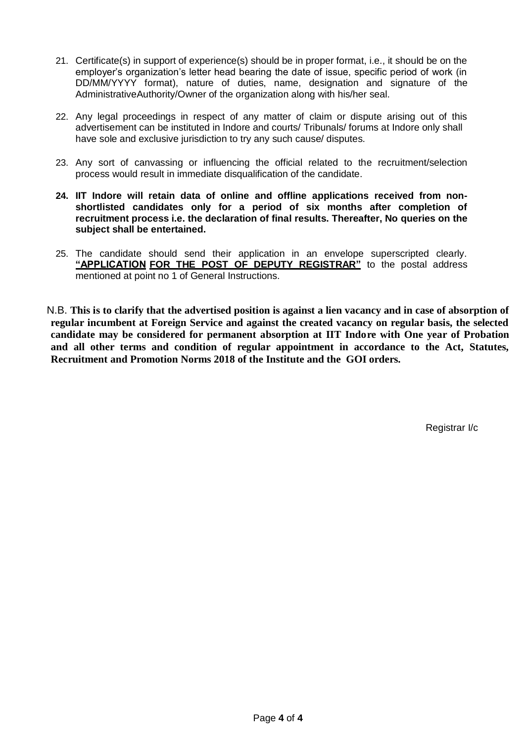21. Certificate(s) in support of experience(s) should be in proper format, i.e., it should be on the employer's organization's letter head bearing the date of issue, specific period of work (in DD/MM/YYYY format), nature of duties, name, designation and signature of the AdministrativeAuthority/Owner of the organization along with his/her seal.

22. Any legal proceedings in respect of any matter of claim or dispute arising out of this advertisement can be instituted in Indore and courts/ Tribunals/ forums at Indore only shall have sole and exclusive jurisdiction to try any such cause/ disputes.

23. Any sort of canvassing or influencing the official related to the recruitment/selection process would result in immediate disqualification of the candidate.

24. **IIT Indore will retain data of online and offline applications received from non-shortlisted candidates only for a period of six months after completion of recruitment process i.e. the declaration of final results. Thereafter, No queries on the subject shall be entertained.**

25. The candidate should send their application in an envelope superscripted clearly. **"APPLICATION FOR THE POST OF DEPUTY REGISTRAR"** to the postal address mentioned at point no 1 of General Instructions.

N.B. **This is to clarify that the advertised position is against a lien vacancy and in case of absorption of regular incumbent at Foreign Service and against the created vacancy on regular basis, the selected candidate may be considered for permanent absorption at IIT Indore with One year of Probation and all other terms and condition of regular appointment in accordance to the Act, Statutes, Recruitment and Promotion Norms 2018 of the Institute and the GOI orders.**

Registrar I/c